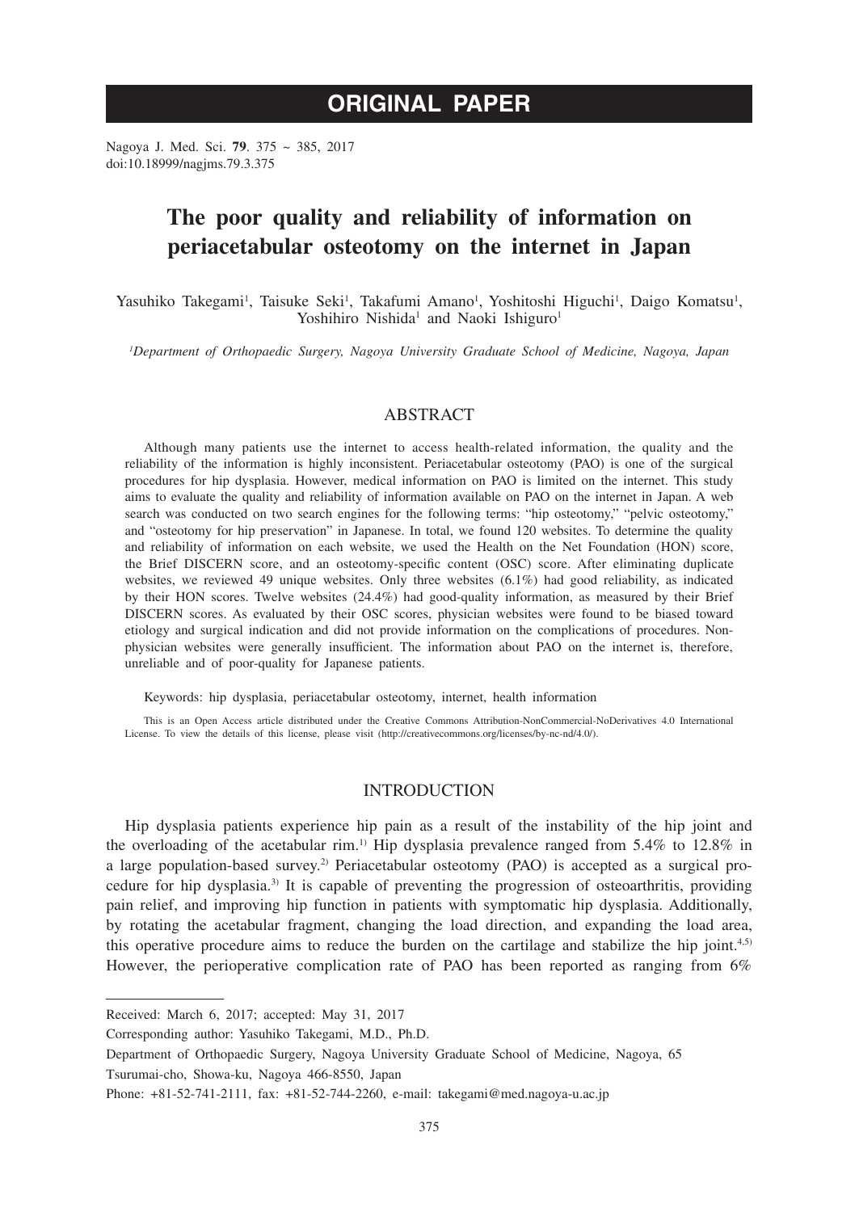ORIGINAL PAPER

Nagoya J. Med. Sci. **79**. 375 ~ 385, 2017
doi:10.18999/nagjms.79.3.375

# The poor quality and reliability of information on periacetabular osteotomy on the internet in Japan

Yasuhiko Takegami[1], Taisuke Seki[1], Takafumi Amano[1], Yoshitoshi Higuchi[1], Daigo Komatsu[1], Yoshihiro Nishida[1] and Naoki Ishiguro[1]

[1]*Department of Orthopaedic Surgery, Nagoya University Graduate School of Medicine, Nagoya, Japan*

## ABSTRACT

Although many patients use the internet to access health-related information, the quality and the reliability of the information is highly inconsistent. Periacetabular osteotomy (PAO) is one of the surgical procedures for hip dysplasia. However, medical information on PAO is limited on the internet. This study aims to evaluate the quality and reliability of information available on PAO on the internet in Japan. A web search was conducted on two search engines for the following terms: "hip osteotomy," "pelvic osteotomy," and "osteotomy for hip preservation" in Japanese. In total, we found 120 websites. To determine the quality and reliability of information on each website, we used the Health on the Net Foundation (HON) score, the Brief DISCERN score, and an osteotomy-specific content (OSC) score. After eliminating duplicate websites, we reviewed 49 unique websites. Only three websites (6.1%) had good reliability, as indicated by their HON scores. Twelve websites (24.4%) had good-quality information, as measured by their Brief DISCERN scores. As evaluated by their OSC scores, physician websites were found to be biased toward etiology and surgical indication and did not provide information on the complications of procedures. Non-physician websites were generally insufficient. The information about PAO on the internet is, therefore, unreliable and of poor-quality for Japanese patients.

Keywords: hip dysplasia, periacetabular osteotomy, internet, health information

This is an Open Access article distributed under the Creative Commons Attribution-NonCommercial-NoDerivatives 4.0 International License. To view the details of this license, please visit (http://creativecommons.org/licenses/by-nc-nd/4.0/).

## INTRODUCTION

Hip dysplasia patients experience hip pain as a result of the instability of the hip joint and the overloading of the acetabular rim.[1] Hip dysplasia prevalence ranged from 5.4% to 12.8% in a large population-based survey.[2] Periacetabular osteotomy (PAO) is accepted as a surgical procedure for hip dysplasia.[3] It is capable of preventing the progression of osteoarthritis, providing pain relief, and improving hip function in patients with symptomatic hip dysplasia. Additionally, by rotating the acetabular fragment, changing the load direction, and expanding the load area, this operative procedure aims to reduce the burden on the cartilage and stabilize the hip joint.[4,5] However, the perioperative complication rate of PAO has been reported as ranging from 6%

---

Received: March 6, 2017; accepted: May 31, 2017

Corresponding author: Yasuhiko Takegami, M.D., Ph.D.

Department of Orthopaedic Surgery, Nagoya University Graduate School of Medicine, Nagoya, 65 Tsurumai-cho, Showa-ku, Nagoya 466-8550, Japan

Phone: +81-52-741-2111, fax: +81-52-744-2260, e-mail: takegami@med.nagoya-u.ac.jp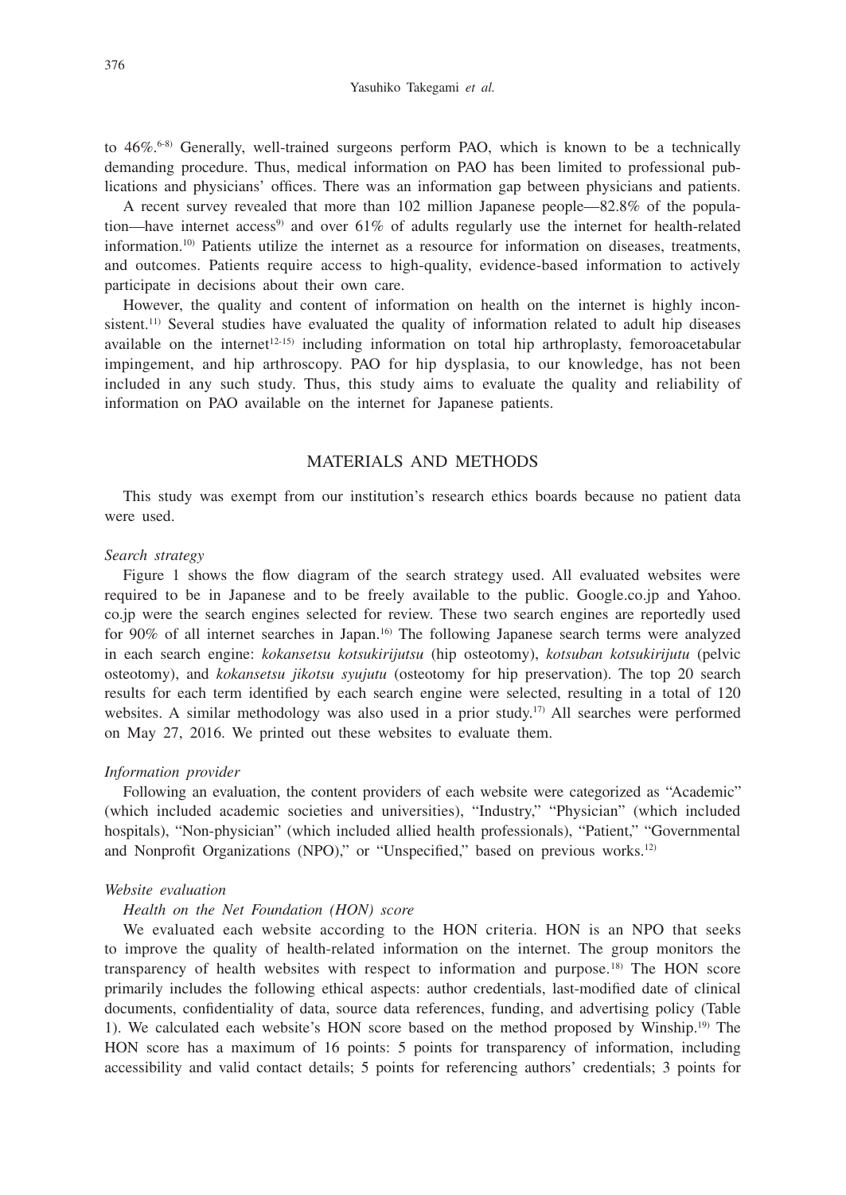to 46%.[6-8] Generally, well-trained surgeons perform PAO, which is known to be a technically demanding procedure. Thus, medical information on PAO has been limited to professional publications and physicians' offices. There was an information gap between physicians and patients.

A recent survey revealed that more than 102 million Japanese people—82.8% of the population—have internet access[9] and over 61% of adults regularly use the internet for health-related information.[10] Patients utilize the internet as a resource for information on diseases, treatments, and outcomes. Patients require access to high-quality, evidence-based information to actively participate in decisions about their own care.

However, the quality and content of information on health on the internet is highly inconsistent.[11] Several studies have evaluated the quality of information related to adult hip diseases available on the internet[12-15] including information on total hip arthroplasty, femoroacetabular impingement, and hip arthroscopy. PAO for hip dysplasia, to our knowledge, has not been included in any such study. Thus, this study aims to evaluate the quality and reliability of information on PAO available on the internet for Japanese patients.

## MATERIALS AND METHODS

This study was exempt from our institution's research ethics boards because no patient data were used.

### *Search strategy*

Figure 1 shows the flow diagram of the search strategy used. All evaluated websites were required to be in Japanese and to be freely available to the public. Google.co.jp and Yahoo.co.jp were the search engines selected for review. These two search engines are reportedly used for 90% of all internet searches in Japan.[16] The following Japanese search terms were analyzed in each search engine: *kokansetsu kotsukirijutsu* (hip osteotomy), *kotsuban kotsukirijutu* (pelvic osteotomy), and *kokansetsu jikotsu syujutu* (osteotomy for hip preservation). The top 20 search results for each term identified by each search engine were selected, resulting in a total of 120 websites. A similar methodology was also used in a prior study.[17] All searches were performed on May 27, 2016. We printed out these websites to evaluate them.

### *Information provider*

Following an evaluation, the content providers of each website were categorized as "Academic" (which included academic societies and universities), "Industry," "Physician" (which included hospitals), "Non-physician" (which included allied health professionals), "Patient," "Governmental and Nonprofit Organizations (NPO)," or "Unspecified," based on previous works.[12]

### *Website evaluation*

#### *Health on the Net Foundation (HON) score*

We evaluated each website according to the HON criteria. HON is an NPO that seeks to improve the quality of health-related information on the internet. The group monitors the transparency of health websites with respect to information and purpose.[18] The HON score primarily includes the following ethical aspects: author credentials, last-modified date of clinical documents, confidentiality of data, source data references, funding, and advertising policy (Table 1). We calculated each website's HON score based on the method proposed by Winship.[19] The HON score has a maximum of 16 points: 5 points for transparency of information, including accessibility and valid contact details; 5 points for referencing authors' credentials; 3 points for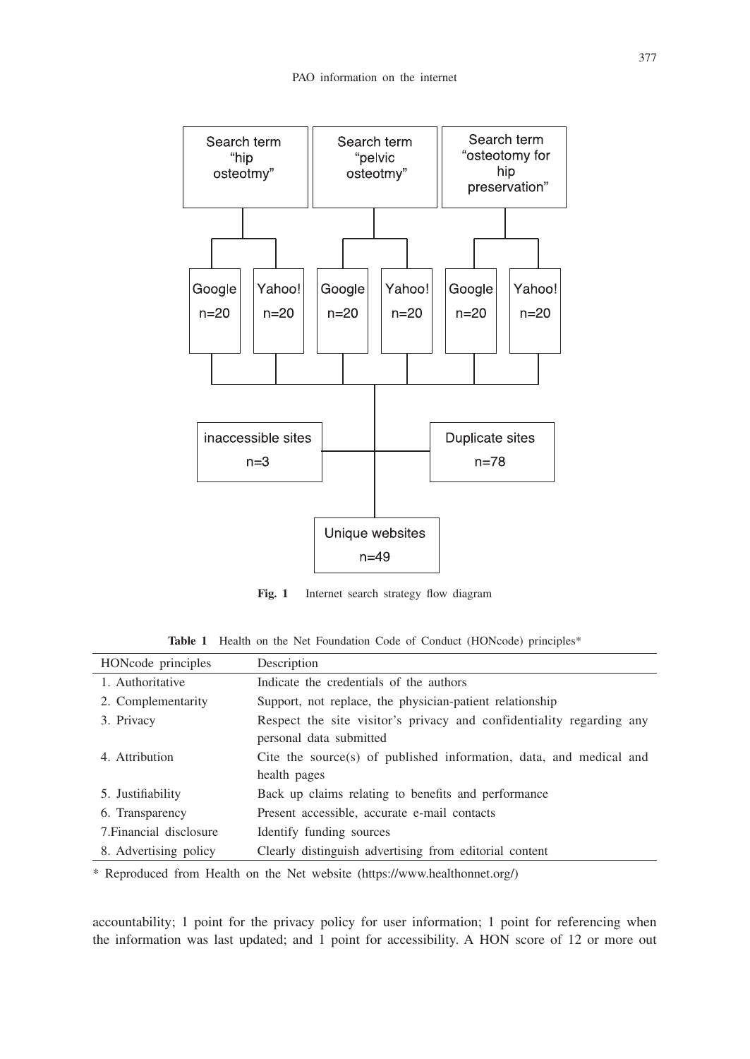Search term "hip osteotmy"

Search term "pelvic osteotmy"

Search term "osteotomy for hip preservation"

Google n=20 | Yahoo! n=20 | Google n=20 | Yahoo! n=20 | Google n=20 | Yahoo! n=20

inaccessible sites n=3

Duplicate sites n=78

Unique websites n=49

**Fig. 1** Internet search strategy flow diagram

**Table 1** Health on the Net Foundation Code of Conduct (HONcode) principles*

| HONcode principles | Description |
|---|---|
| 1. Authoritative | Indicate the credentials of the authors |
| 2. Complementarity | Support, not replace, the physician-patient relationship |
| 3. Privacy | Respect the site visitor's privacy and confidentiality regarding any personal data submitted |
| 4. Attribution | Cite the source(s) of published information, data, and medical and health pages |
| 5. Justifiability | Back up claims relating to benefits and performance |
| 6. Transparency | Present accessible, accurate e-mail contacts |
| 7.Financial disclosure | Identify funding sources |
| 8. Advertising policy | Clearly distinguish advertising from editorial content |

* Reproduced from Health on the Net website (https://www.healthonnet.org/)

accountability; 1 point for the privacy policy for user information; 1 point for referencing when the information was last updated; and 1 point for accessibility. A HON score of 12 or more out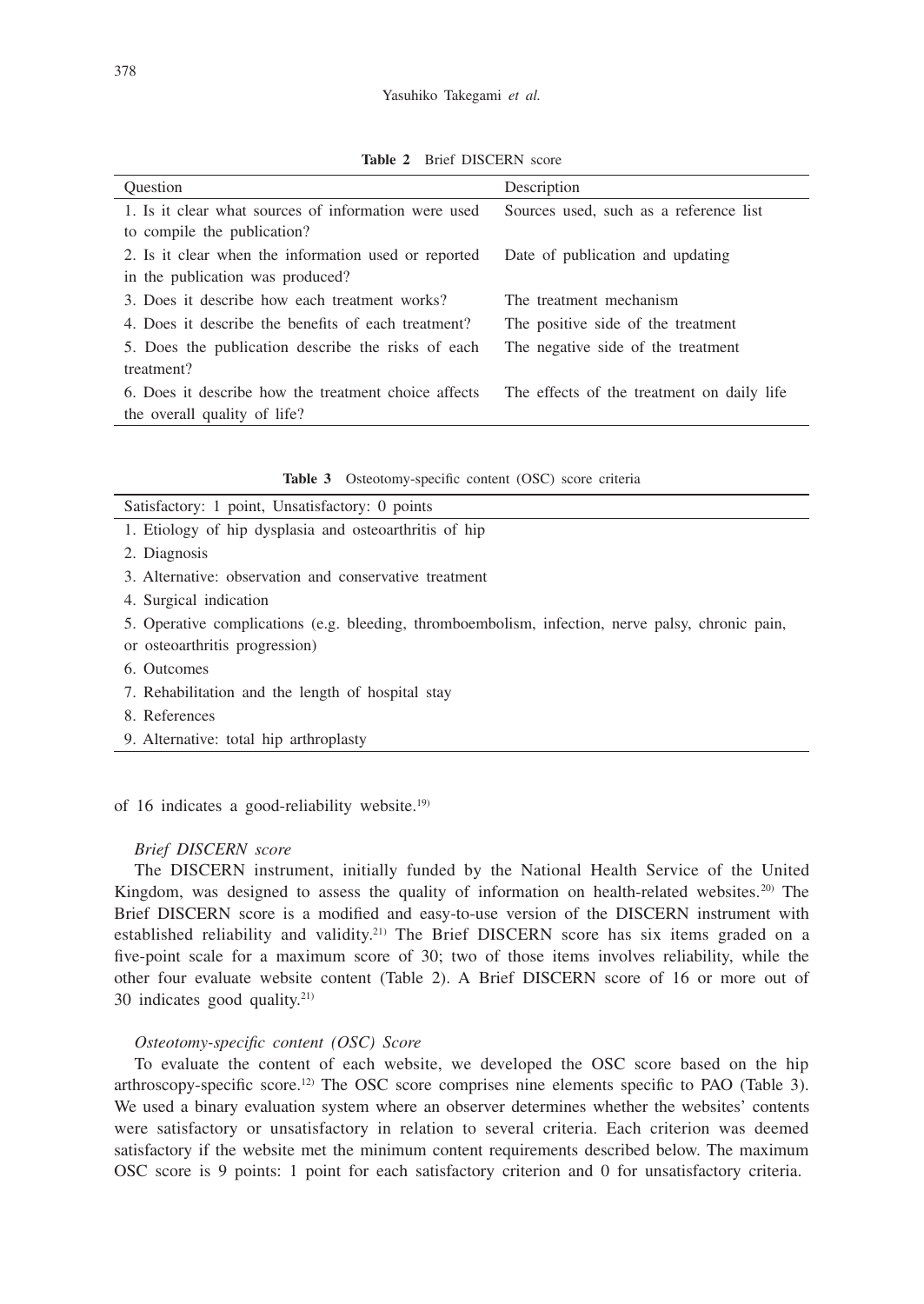**Table 2** Brief DISCERN score

| Question | Description |
|---|---|
| 1. Is it clear what sources of information were used to compile the publication? | Sources used, such as a reference list |
| 2. Is it clear when the information used or reported in the publication was produced? | Date of publication and updating |
| 3. Does it describe how each treatment works? | The treatment mechanism |
| 4. Does it describe the benefits of each treatment? | The positive side of the treatment |
| 5. Does the publication describe the risks of each treatment? | The negative side of the treatment |
| 6. Does it describe how the treatment choice affects the overall quality of life? | The effects of the treatment on daily life |

**Table 3** Osteotomy-specific content (OSC) score criteria

| Satisfactory: 1 point, Unsatisfactory: 0 points |
|---|
| 1. Etiology of hip dysplasia and osteoarthritis of hip |
| 2. Diagnosis |
| 3. Alternative: observation and conservative treatment |
| 4. Surgical indication |
| 5. Operative complications (e.g. bleeding, thromboembolism, infection, nerve palsy, chronic pain, or osteoarthritis progression) |
| 6. Outcomes |
| 7. Rehabilitation and the length of hospital stay |
| 8. References |
| 9. Alternative: total hip arthroplasty |

of 16 indicates a good-reliability website.[19]

*Brief DISCERN score*

The DISCERN instrument, initially funded by the National Health Service of the United Kingdom, was designed to assess the quality of information on health-related websites.[20] The Brief DISCERN score is a modified and easy-to-use version of the DISCERN instrument with established reliability and validity.[21] The Brief DISCERN score has six items graded on a five-point scale for a maximum score of 30; two of those items involves reliability, while the other four evaluate website content (Table 2). A Brief DISCERN score of 16 or more out of 30 indicates good quality.[21]

*Osteotomy-specific content (OSC) Score*

To evaluate the content of each website, we developed the OSC score based on the hip arthroscopy-specific score.[12] The OSC score comprises nine elements specific to PAO (Table 3). We used a binary evaluation system where an observer determines whether the websites' contents were satisfactory or unsatisfactory in relation to several criteria. Each criterion was deemed satisfactory if the website met the minimum content requirements described below. The maximum OSC score is 9 points: 1 point for each satisfactory criterion and 0 for unsatisfactory criteria.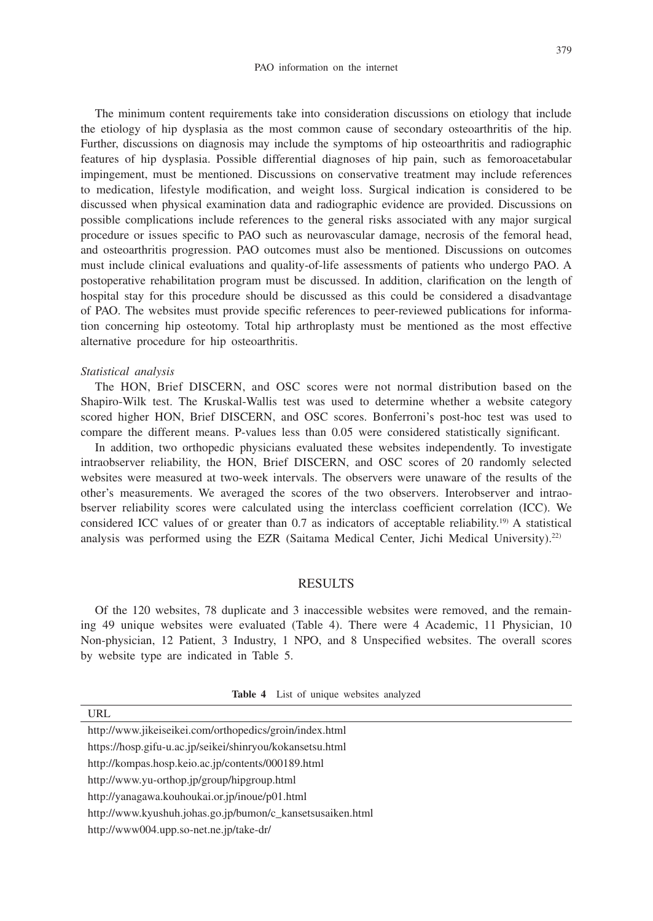The minimum content requirements take into consideration discussions on etiology that include the etiology of hip dysplasia as the most common cause of secondary osteoarthritis of the hip. Further, discussions on diagnosis may include the symptoms of hip osteoarthritis and radiographic features of hip dysplasia. Possible differential diagnoses of hip pain, such as femoroacetabular impingement, must be mentioned. Discussions on conservative treatment may include references to medication, lifestyle modification, and weight loss. Surgical indication is considered to be discussed when physical examination data and radiographic evidence are provided. Discussions on possible complications include references to the general risks associated with any major surgical procedure or issues specific to PAO such as neurovascular damage, necrosis of the femoral head, and osteoarthritis progression. PAO outcomes must also be mentioned. Discussions on outcomes must include clinical evaluations and quality-of-life assessments of patients who undergo PAO. A postoperative rehabilitation program must be discussed. In addition, clarification on the length of hospital stay for this procedure should be discussed as this could be considered a disadvantage of PAO. The websites must provide specific references to peer-reviewed publications for information concerning hip osteotomy. Total hip arthroplasty must be mentioned as the most effective alternative procedure for hip osteoarthritis.

*Statistical analysis*

The HON, Brief DISCERN, and OSC scores were not normal distribution based on the Shapiro-Wilk test. The Kruskal-Wallis test was used to determine whether a website category scored higher HON, Brief DISCERN, and OSC scores. Bonferroni's post-hoc test was used to compare the different means. P-values less than 0.05 were considered statistically significant.

In addition, two orthopedic physicians evaluated these websites independently. To investigate intraobserver reliability, the HON, Brief DISCERN, and OSC scores of 20 randomly selected websites were measured at two-week intervals. The observers were unaware of the results of the other's measurements. We averaged the scores of the two observers. Interobserver and intraobserver reliability scores were calculated using the interclass coefficient correlation (ICC). We considered ICC values of or greater than 0.7 as indicators of acceptable reliability.[19] A statistical analysis was performed using the EZR (Saitama Medical Center, Jichi Medical University).[22]

## RESULTS

Of the 120 websites, 78 duplicate and 3 inaccessible websites were removed, and the remaining 49 unique websites were evaluated (Table 4). There were 4 Academic, 11 Physician, 10 Non-physician, 12 Patient, 3 Industry, 1 NPO, and 8 Unspecified websites. The overall scores by website type are indicated in Table 5.

**Table 4** List of unique websites analyzed

| URL |
| --- |
| http://www.jikeiseikei.com/orthopedics/groin/index.html |
| https://hosp.gifu-u.ac.jp/seikei/shinryou/kokansetsu.html |
| http://kompas.hosp.keio.ac.jp/contents/000189.html |
| http://www.yu-orthop.jp/group/hipgroup.html |
| http://yanagawa.kouhoukai.or.jp/inoue/p01.html |
| http://www.kyushuh.johas.go.jp/bumon/c_kansetsusaiken.html |
| http://www004.upp.so-net.ne.jp/take-dr/ |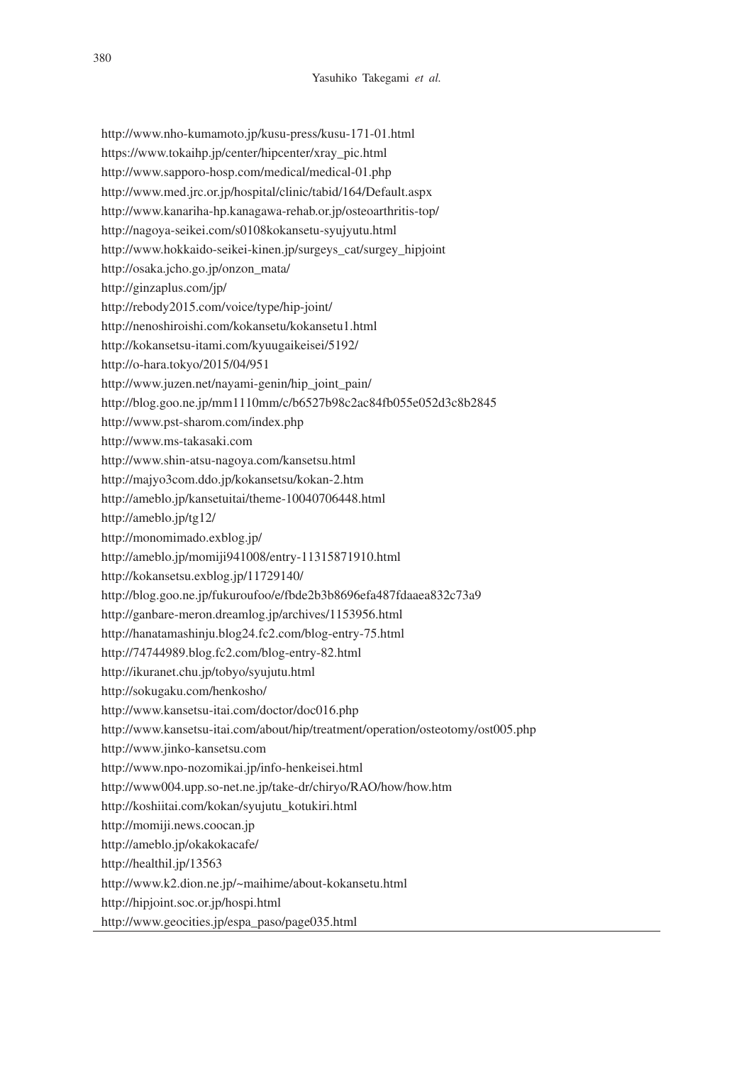http://www.nho-kumamoto.jp/kusu-press/kusu-171-01.html
https://www.tokaihp.jp/center/hipcenter/xray_pic.html
http://www.sapporo-hosp.com/medical/medical-01.php
http://www.med.jrc.or.jp/hospital/clinic/tabid/164/Default.aspx
http://www.kanariha-hp.kanagawa-rehab.or.jp/osteoarthritis-top/
http://nagoya-seikei.com/s0108kokansetu-syujyutu.html
http://www.hokkaido-seikei-kinen.jp/surgeys_cat/surgey_hipjoint
http://osaka.jcho.go.jp/onzon_mata/
http://ginzaplus.com/jp/
http://rebody2015.com/voice/type/hip-joint/
http://nenoshiroishi.com/kokansetu/kokansetu1.html
http://kokansetsu-itami.com/kyuugaikeisei/5192/
http://o-hara.tokyo/2015/04/951
http://www.juzen.net/nayami-genin/hip_joint_pain/
http://blog.goo.ne.jp/mm1110mm/c/b6527b98c2ac84fb055e052d3c8b2845
http://www.pst-sharom.com/index.php
http://www.ms-takasaki.com
http://www.shin-atsu-nagoya.com/kansetsu.html
http://majyo3com.ddo.jp/kokansetsu/kokan-2.htm
http://ameblo.jp/kansetuitai/theme-10040706448.html
http://ameblo.jp/tg12/
http://monomimado.exblog.jp/
http://ameblo.jp/momiji941008/entry-11315871910.html
http://kokansetsu.exblog.jp/11729140/
http://blog.goo.ne.jp/fukuroufoo/e/fbde2b3b8696efa487fdaaea832c73a9
http://ganbare-meron.dreamlog.jp/archives/1153956.html
http://hanatamashinju.blog24.fc2.com/blog-entry-75.html
http://74744989.blog.fc2.com/blog-entry-82.html
http://ikuranet.chu.jp/tobyo/syujutu.html
http://sokugaku.com/henkosho/
http://www.kansetsu-itai.com/doctor/doc016.php
http://www.kansetsu-itai.com/about/hip/treatment/operation/osteotomy/ost005.php
http://www.jinko-kansetsu.com
http://www.npo-nozomikai.jp/info-henkeisei.html
http://www004.upp.so-net.ne.jp/take-dr/chiryo/RAO/how/how.htm
http://koshiitai.com/kokan/syujutu_kotukiri.html
http://momiji.news.coocan.jp
http://ameblo.jp/okakokacafe/
http://healthil.jp/13563
http://www.k2.dion.ne.jp/~maihime/about-kokansetu.html
http://hipjoint.soc.or.jp/hospi.html
http://www.geocities.jp/espa_paso/page035.html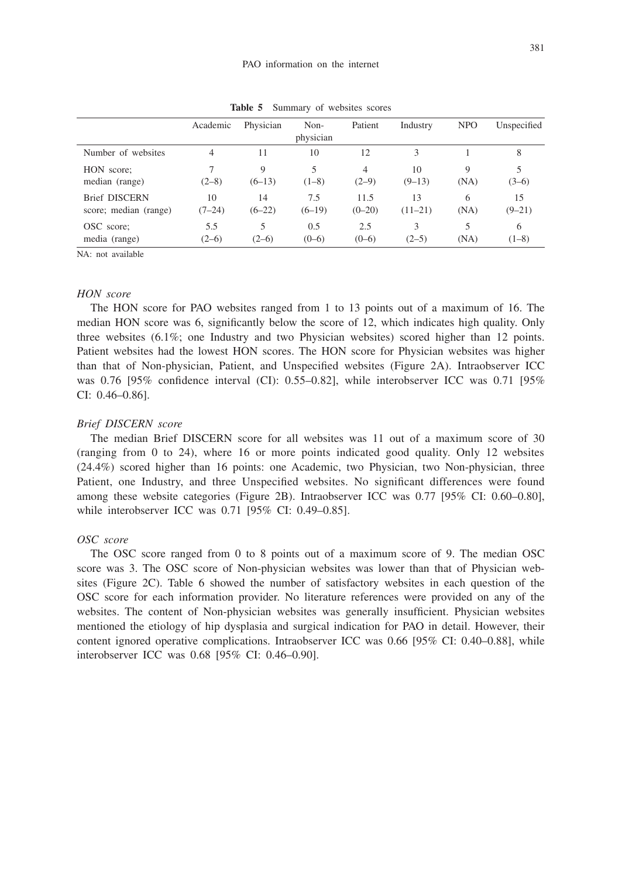**Table 5** Summary of websites scores

| | Academic | Physician | Non-physician | Patient | Industry | NPO | Unspecified |
|---|---|---|---|---|---|---|---|
| Number of websites | 4 | 11 | 10 | 12 | 3 | 1 | 8 |
| HON score; median (range) | 7 (2–8) | 9 (6–13) | 5 (1–8) | 4 (2–9) | 10 (9–13) | 9 (NA) | 5 (3–6) |
| Brief DISCERN score; median (range) | 10 (7–24) | 14 (6–22) | 7.5 (6–19) | 11.5 (0–20) | 13 (11–21) | 6 (NA) | 15 (9–21) |
| OSC score; media (range) | 5.5 (2–6) | 5 (2–6) | 0.5 (0–6) | 2.5 (0–6) | 3 (2–5) | 5 (NA) | 6 (1–8) |

NA: not available

*HON score*

The HON score for PAO websites ranged from 1 to 13 points out of a maximum of 16. The median HON score was 6, significantly below the score of 12, which indicates high quality. Only three websites (6.1%; one Industry and two Physician websites) scored higher than 12 points. Patient websites had the lowest HON scores. The HON score for Physician websites was higher than that of Non-physician, Patient, and Unspecified websites (Figure 2A). Intraobserver ICC was 0.76 [95% confidence interval (CI): 0.55–0.82], while interobserver ICC was 0.71 [95% CI: 0.46–0.86].

*Brief DISCERN score*

The median Brief DISCERN score for all websites was 11 out of a maximum score of 30 (ranging from 0 to 24), where 16 or more points indicated good quality. Only 12 websites (24.4%) scored higher than 16 points: one Academic, two Physician, two Non-physician, three Patient, one Industry, and three Unspecified websites. No significant differences were found among these website categories (Figure 2B). Intraobserver ICC was 0.77 [95% CI: 0.60–0.80], while interobserver ICC was 0.71 [95% CI: 0.49–0.85].

*OSC score*

The OSC score ranged from 0 to 8 points out of a maximum score of 9. The median OSC score was 3. The OSC score of Non-physician websites was lower than that of Physician websites (Figure 2C). Table 6 showed the number of satisfactory websites in each question of the OSC score for each information provider. No literature references were provided on any of the websites. The content of Non-physician websites was generally insufficient. Physician websites mentioned the etiology of hip dysplasia and surgical indication for PAO in detail. However, their content ignored operative complications. Intraobserver ICC was 0.66 [95% CI: 0.40–0.88], while interobserver ICC was 0.68 [95% CI: 0.46–0.90].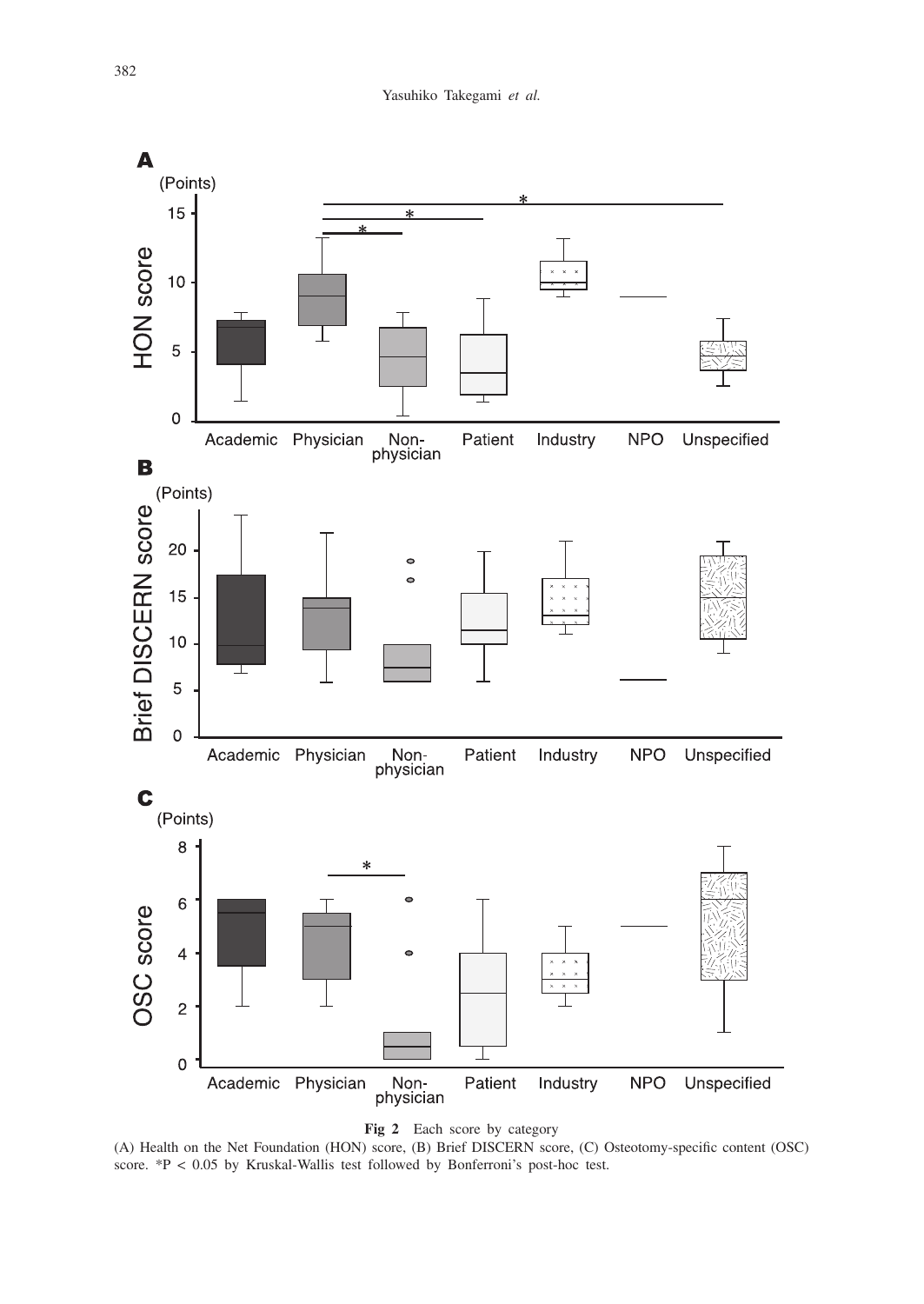**Fig 2** Each score by category

(A) Health on the Net Foundation (HON) score, (B) Brief DISCERN score, (C) Osteotomy-specific content (OSC) score. *$P < 0.05$ by Kruskal-Wallis test followed by Bonferroni's post-hoc test.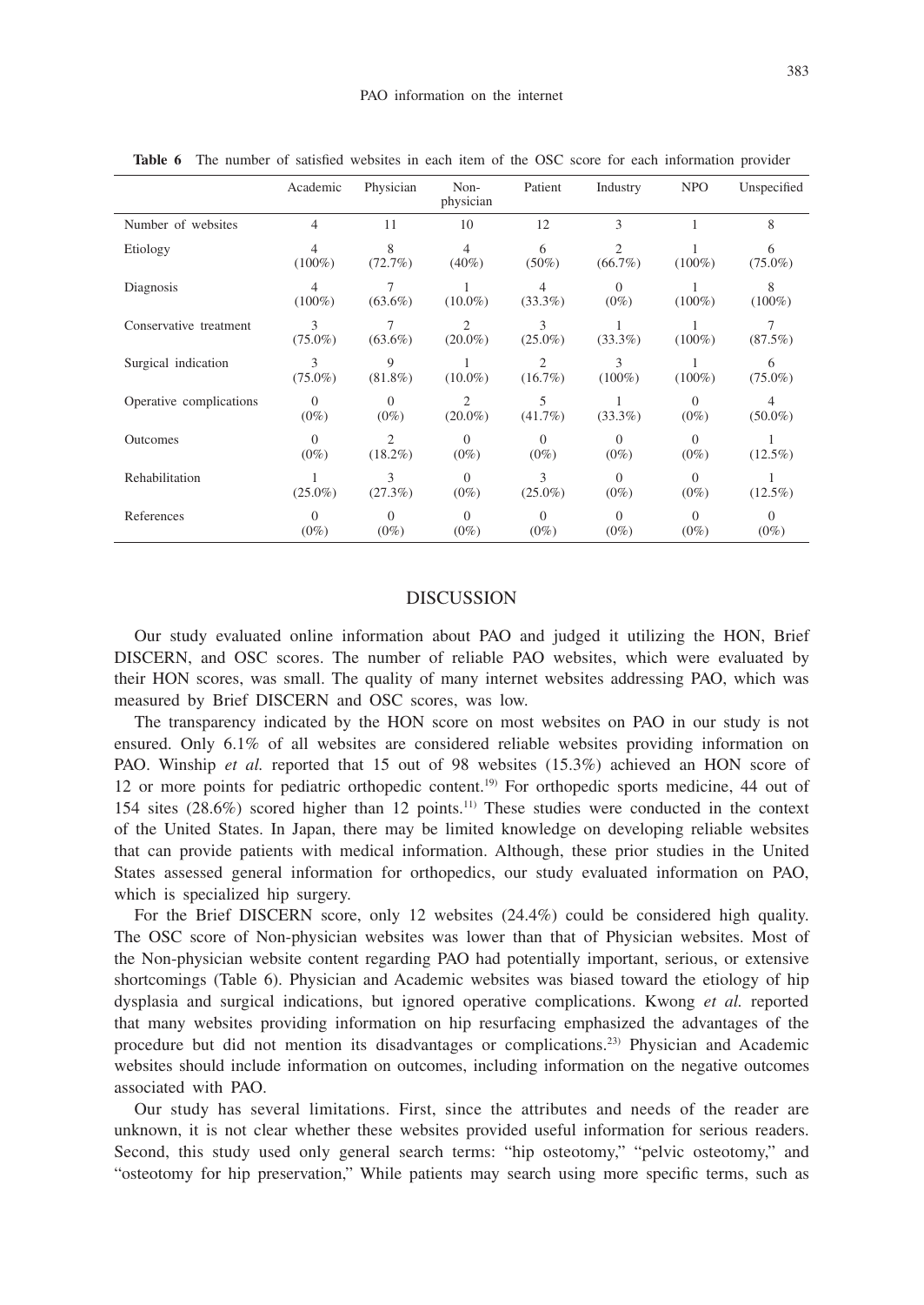**Table 6** The number of satisfied websites in each item of the OSC score for each information provider

| | Academic | Physician | Non-physician | Patient | Industry | NPO | Unspecified |
|---|---|---|---|---|---|---|---|
| Number of websites | 4 | 11 | 10 | 12 | 3 | 1 | 8 |
| Etiology | 4 (100%) | 8 (72.7%) | 4 (40%) | 6 (50%) | 2 (66.7%) | 1 (100%) | 6 (75.0%) |
| Diagnosis | 4 (100%) | 7 (63.6%) | 1 (10.0%) | 4 (33.3%) | 0 (0%) | 1 (100%) | 8 (100%) |
| Conservative treatment | 3 (75.0%) | 7 (63.6%) | 2 (20.0%) | 3 (25.0%) | 1 (33.3%) | 1 (100%) | 7 (87.5%) |
| Surgical indication | 3 (75.0%) | 9 (81.8%) | 1 (10.0%) | 2 (16.7%) | 3 (100%) | 1 (100%) | 6 (75.0%) |
| Operative complications | 0 (0%) | 0 (0%) | 2 (20.0%) | 5 (41.7%) | 1 (33.3%) | 0 (0%) | 4 (50.0%) |
| Outcomes | 0 (0%) | 2 (18.2%) | 0 (0%) | 0 (0%) | 0 (0%) | 0 (0%) | 1 (12.5%) |
| Rehabilitation | 1 (25.0%) | 3 (27.3%) | 0 (0%) | 3 (25.0%) | 0 (0%) | 0 (0%) | 1 (12.5%) |
| References | 0 (0%) | 0 (0%) | 0 (0%) | 0 (0%) | 0 (0%) | 0 (0%) | 0 (0%) |

## DISCUSSION

Our study evaluated online information about PAO and judged it utilizing the HON, Brief DISCERN, and OSC scores. The number of reliable PAO websites, which were evaluated by their HON scores, was small. The quality of many internet websites addressing PAO, which was measured by Brief DISCERN and OSC scores, was low.

The transparency indicated by the HON score on most websites on PAO in our study is not ensured. Only 6.1% of all websites are considered reliable websites providing information on PAO. Winship *et al.* reported that 15 out of 98 websites (15.3%) achieved an HON score of 12 or more points for pediatric orthopedic content.[19] For orthopedic sports medicine, 44 out of 154 sites (28.6%) scored higher than 12 points.[11] These studies were conducted in the context of the United States. In Japan, there may be limited knowledge on developing reliable websites that can provide patients with medical information. Although, these prior studies in the United States assessed general information for orthopedics, our study evaluated information on PAO, which is specialized hip surgery.

For the Brief DISCERN score, only 12 websites (24.4%) could be considered high quality. The OSC score of Non-physician websites was lower than that of Physician websites. Most of the Non-physician website content regarding PAO had potentially important, serious, or extensive shortcomings (Table 6). Physician and Academic websites was biased toward the etiology of hip dysplasia and surgical indications, but ignored operative complications. Kwong *et al.* reported that many websites providing information on hip resurfacing emphasized the advantages of the procedure but did not mention its disadvantages or complications.[23] Physician and Academic websites should include information on outcomes, including information on the negative outcomes associated with PAO.

Our study has several limitations. First, since the attributes and needs of the reader are unknown, it is not clear whether these websites provided useful information for serious readers. Second, this study used only general search terms: "hip osteotomy," "pelvic osteotomy," and "osteotomy for hip preservation," While patients may search using more specific terms, such as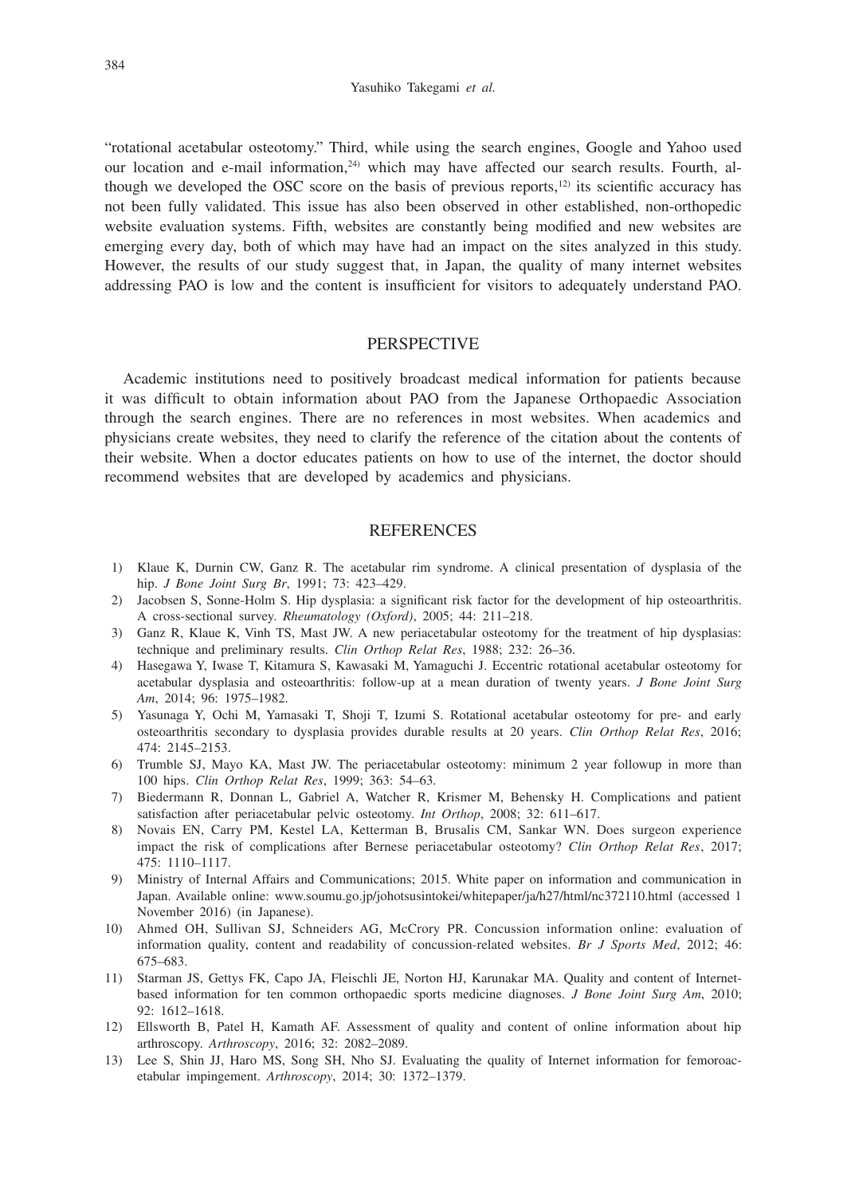"rotational acetabular osteotomy." Third, while using the search engines, Google and Yahoo used our location and e-mail information,[24] which may have affected our search results. Fourth, although we developed the OSC score on the basis of previous reports,[12] its scientific accuracy has not been fully validated. This issue has also been observed in other established, non-orthopedic website evaluation systems. Fifth, websites are constantly being modified and new websites are emerging every day, both of which may have had an impact on the sites analyzed in this study. However, the results of our study suggest that, in Japan, the quality of many internet websites addressing PAO is low and the content is insufficient for visitors to adequately understand PAO.

## PERSPECTIVE

Academic institutions need to positively broadcast medical information for patients because it was difficult to obtain information about PAO from the Japanese Orthopaedic Association through the search engines. There are no references in most websites. When academics and physicians create websites, they need to clarify the reference of the citation about the contents of their website. When a doctor educates patients on how to use of the internet, the doctor should recommend websites that are developed by academics and physicians.

## REFERENCES

1) Klaue K, Durnin CW, Ganz R. The acetabular rim syndrome. A clinical presentation of dysplasia of the hip. *J Bone Joint Surg Br*, 1991; 73: 423–429.
2) Jacobsen S, Sonne-Holm S. Hip dysplasia: a significant risk factor for the development of hip osteoarthritis. A cross-sectional survey. *Rheumatology (Oxford)*, 2005; 44: 211–218.
3) Ganz R, Klaue K, Vinh TS, Mast JW. A new periacetabular osteotomy for the treatment of hip dysplasias: technique and preliminary results. *Clin Orthop Relat Res*, 1988; 232: 26–36.
4) Hasegawa Y, Iwase T, Kitamura S, Kawasaki M, Yamaguchi J. Eccentric rotational acetabular osteotomy for acetabular dysplasia and osteoarthritis: follow-up at a mean duration of twenty years. *J Bone Joint Surg Am*, 2014; 96: 1975–1982.
5) Yasunaga Y, Ochi M, Yamasaki T, Shoji T, Izumi S. Rotational acetabular osteotomy for pre- and early osteoarthritis secondary to dysplasia provides durable results at 20 years. *Clin Orthop Relat Res*, 2016; 474: 2145–2153.
6) Trumble SJ, Mayo KA, Mast JW. The periacetabular osteotomy: minimum 2 year followup in more than 100 hips. *Clin Orthop Relat Res*, 1999; 363: 54–63.
7) Biedermann R, Donnan L, Gabriel A, Watcher R, Krismer M, Behensky H. Complications and patient satisfaction after periacetabular pelvic osteotomy. *Int Orthop*, 2008; 32: 611–617.
8) Novais EN, Carry PM, Kestel LA, Ketterman B, Brusalis CM, Sankar WN. Does surgeon experience impact the risk of complications after Bernese periacetabular osteotomy? *Clin Orthop Relat Res*, 2017; 475: 1110–1117.
9) Ministry of Internal Affairs and Communications; 2015. White paper on information and communication in Japan. Available online: www.soumu.go.jp/johotsusintokei/whitepaper/ja/h27/html/nc372110.html (accessed 1 November 2016) (in Japanese).
10) Ahmed OH, Sullivan SJ, Schneiders AG, McCrory PR. Concussion information online: evaluation of information quality, content and readability of concussion-related websites. *Br J Sports Med*, 2012; 46: 675–683.
11) Starman JS, Gettys FK, Capo JA, Fleischli JE, Norton HJ, Karunakar MA. Quality and content of Internet-based information for ten common orthopaedic sports medicine diagnoses. *J Bone Joint Surg Am*, 2010; 92: 1612–1618.
12) Ellsworth B, Patel H, Kamath AF. Assessment of quality and content of online information about hip arthroscopy. *Arthroscopy*, 2016; 32: 2082–2089.
13) Lee S, Shin JJ, Haro MS, Song SH, Nho SJ. Evaluating the quality of Internet information for femoroacetabular impingement. *Arthroscopy*, 2014; 30: 1372–1379.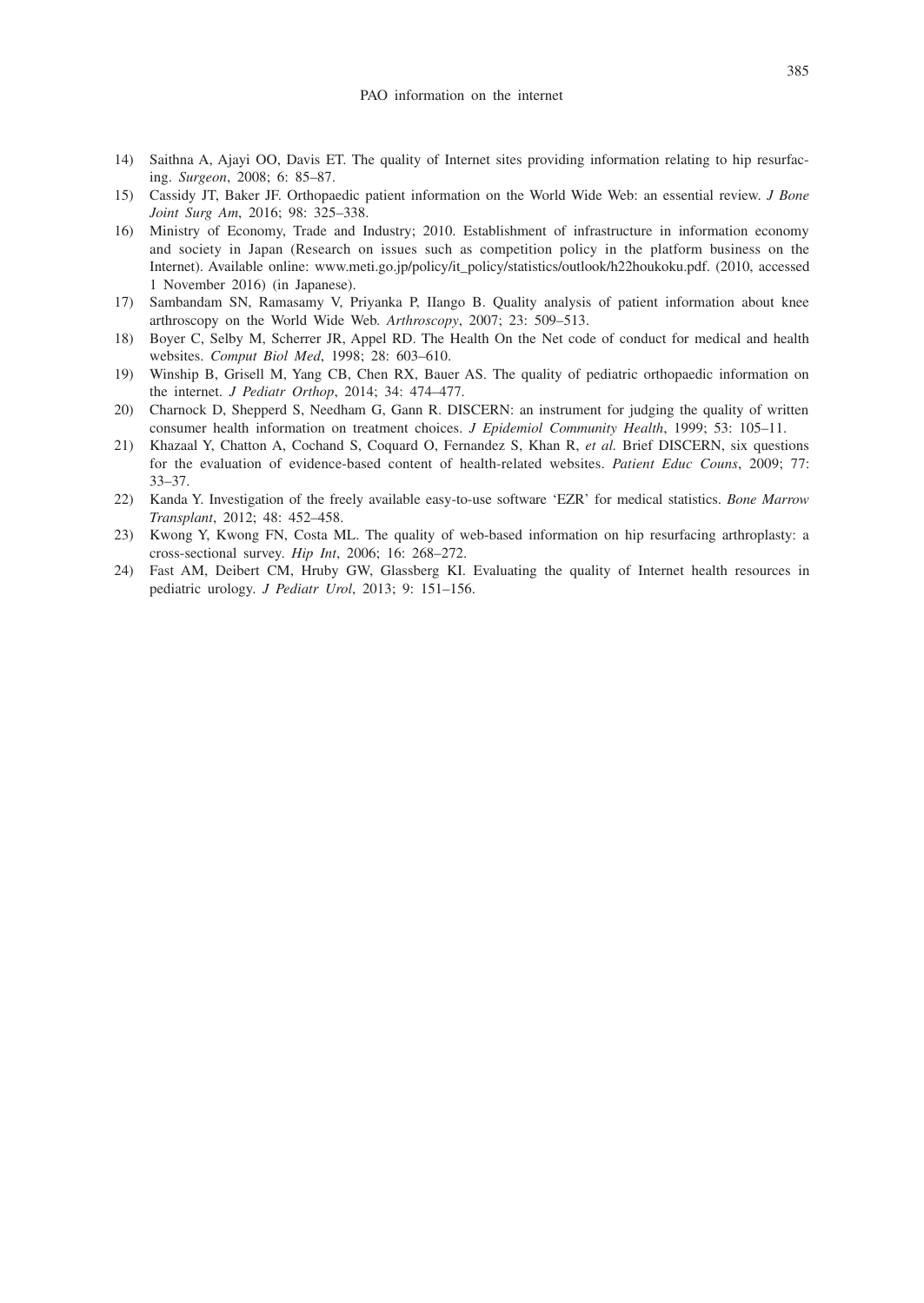14) Saithna A, Ajayi OO, Davis ET. The quality of Internet sites providing information relating to hip resurfacing. *Surgeon*, 2008; 6: 85–87.
15) Cassidy JT, Baker JF. Orthopaedic patient information on the World Wide Web: an essential review. *J Bone Joint Surg Am*, 2016; 98: 325–338.
16) Ministry of Economy, Trade and Industry; 2010. Establishment of infrastructure in information economy and society in Japan (Research on issues such as competition policy in the platform business on the Internet). Available online: www.meti.go.jp/policy/it_policy/statistics/outlook/h22houkoku.pdf. (2010, accessed 1 November 2016) (in Japanese).
17) Sambandam SN, Ramasamy V, Priyanka P, IIango B. Quality analysis of patient information about knee arthroscopy on the World Wide Web. *Arthroscopy*, 2007; 23: 509–513.
18) Boyer C, Selby M, Scherrer JR, Appel RD. The Health On the Net code of conduct for medical and health websites. *Comput Biol Med*, 1998; 28: 603–610.
19) Winship B, Grisell M, Yang CB, Chen RX, Bauer AS. The quality of pediatric orthopaedic information on the internet. *J Pediatr Orthop*, 2014; 34: 474–477.
20) Charnock D, Shepperd S, Needham G, Gann R. DISCERN: an instrument for judging the quality of written consumer health information on treatment choices. *J Epidemiol Community Health*, 1999; 53: 105–11.
21) Khazaal Y, Chatton A, Cochand S, Coquard O, Fernandez S, Khan R, *et al.* Brief DISCERN, six questions for the evaluation of evidence-based content of health-related websites. *Patient Educ Couns*, 2009; 77: 33–37.
22) Kanda Y. Investigation of the freely available easy-to-use software 'EZR' for medical statistics. *Bone Marrow Transplant*, 2012; 48: 452–458.
23) Kwong Y, Kwong FN, Costa ML. The quality of web-based information on hip resurfacing arthroplasty: a cross-sectional survey. *Hip Int*, 2006; 16: 268–272.
24) Fast AM, Deibert CM, Hruby GW, Glassberg KI. Evaluating the quality of Internet health resources in pediatric urology. *J Pediatr Urol*, 2013; 9: 151–156.